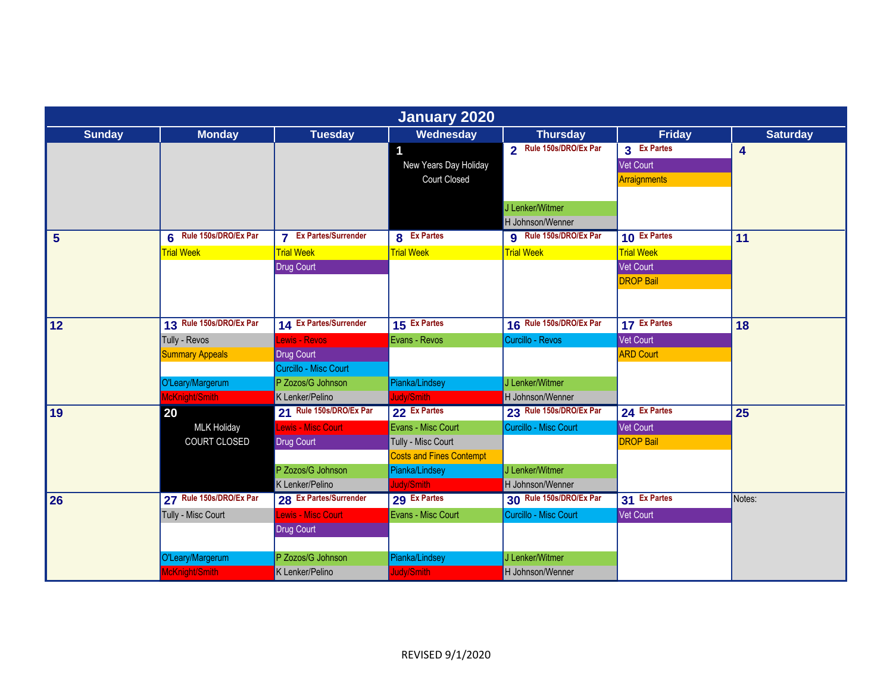# January 2020

| Sunday | Monday | Tuesday | Wednesday | Thursday | Friday | Saturday |
|---|---|---|---|---|---|---|
| | | | **1** New Years Day Holiday Court Closed | **2** Rule 150s/DRO/Ex Par<br>J Lenker/Witmer<br>H Johnson/Wenner | **3** Ex Partes<br>Vet Court<br>Arraignments | **4** |
| **5** | **6** Rule 150s/DRO/Ex Par<br>Trial Week | **7** Ex Partes/Surrender<br>Trial Week<br>Drug Court | **8** Ex Partes<br>Trial Week | **9** Rule 150s/DRO/Ex Par<br>Trial Week | **10** Ex Partes<br>Trial Week<br>Vet Court<br>DROP Bail | **11** |
| **12** | **13** Rule 150s/DRO/Ex Par<br>Tully - Revos<br>Summary Appeals<br>O'Leary/Margerum<br>McKnight/Smith | **14** Ex Partes/Surrender<br>Lewis - Revos<br>Drug Court<br>Curcillo - Misc Court<br>P Zozos/G Johnson<br>K Lenker/Pelino | **15** Ex Partes<br>Evans - Revos<br>Pianka/Lindsey<br>Judy/Smith | **16** Rule 150s/DRO/Ex Par<br>Curcillo - Revos<br>J Lenker/Witmer<br>H Johnson/Wenner | **17** Ex Partes<br>Vet Court<br>ARD Court | **18** |
| **19** | **20** MLK Holiday COURT CLOSED | **21** Rule 150s/DRO/Ex Par<br>Lewis - Misc Court<br>Drug Court<br>P Zozos/G Johnson<br>K Lenker/Pelino | **22** Ex Partes<br>Evans - Misc Court<br>Tully - Misc Court<br>Costs and Fines Contempt<br>Pianka/Lindsey<br>Judy/Smith | **23** Rule 150s/DRO/Ex Par<br>Curcillo - Misc Court<br>J Lenker/Witmer<br>H Johnson/Wenner | **24** Ex Partes<br>Vet Court<br>DROP Bail | **25** |
| **26** | **27** Rule 150s/DRO/Ex Par<br>Tully - Misc Court<br>O'Leary/Margerum<br>McKnight/Smith | **28** Ex Partes/Surrender<br>Lewis - Misc Court<br>Drug Court<br>P Zozos/G Johnson<br>K Lenker/Pelino | **29** Ex Partes<br>Evans - Misc Court<br>Pianka/Lindsey<br>Judy/Smith | **30** Rule 150s/DRO/Ex Par<br>Curcillo - Misc Court<br>J Lenker/Witmer<br>H Johnson/Wenner | **31** Ex Partes<br>Vet Court | Notes: |

REVISED 9/1/2020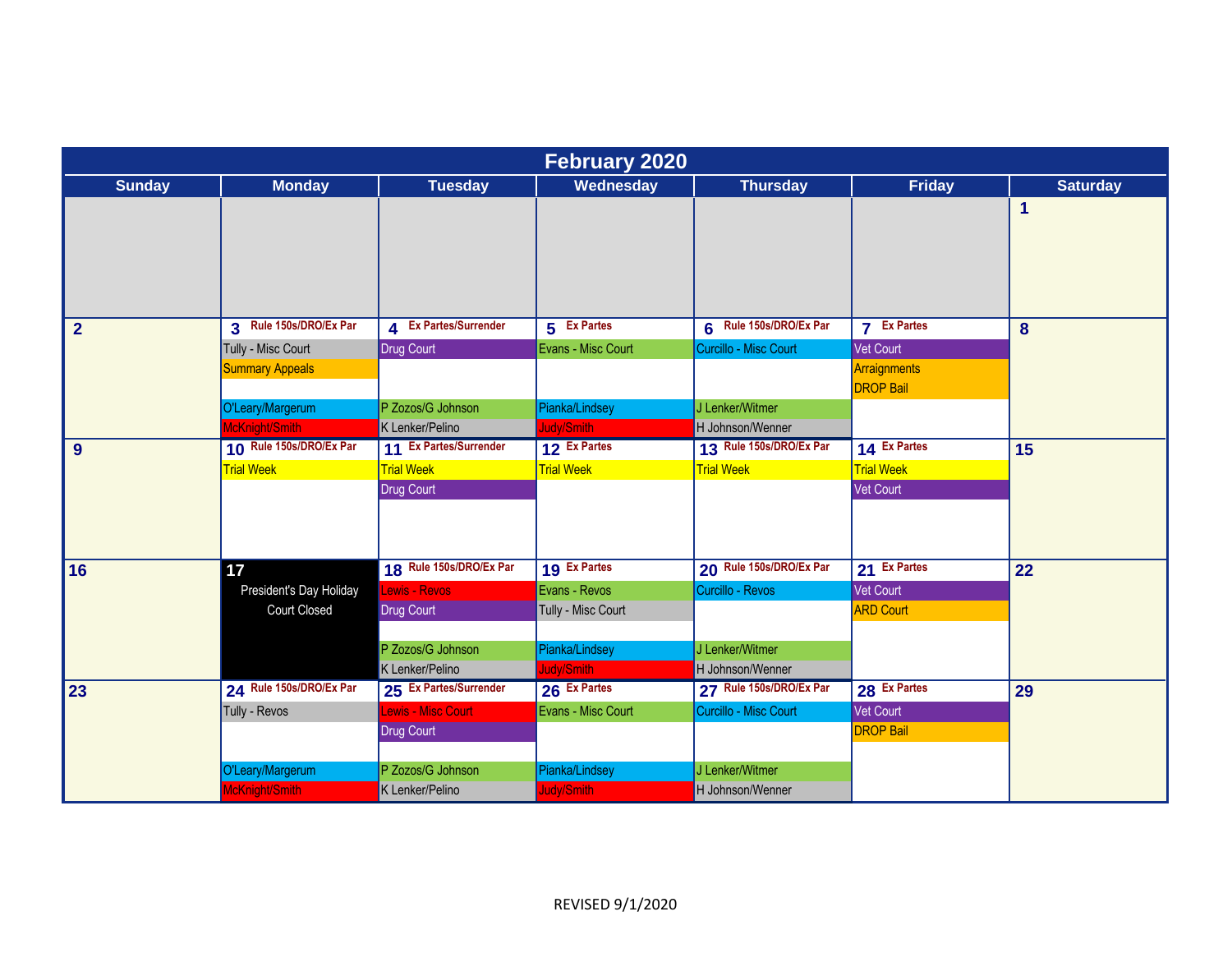# February 2020

| Sunday | Monday | Tuesday | Wednesday | Thursday | Friday | Saturday |
|---|---|---|---|---|---|---|
| | | | | | | 1 |
| 2 | 3 Rule 150s/DRO/Ex Par<br>Tully - Misc Court<br>Summary Appeals<br>O'Leary/Margerum<br>McKnight/Smith | 4 Ex Partes/Surrender<br>Drug Court<br>P Zozos/G Johnson<br>K Lenker/Pelino | 5 Ex Partes<br>Evans - Misc Court<br>Pianka/Lindsey<br>Judy/Smith | 6 Rule 150s/DRO/Ex Par<br>Curcillo - Misc Court<br>J Lenker/Witmer<br>H Johnson/Wenner | 7 Ex Partes<br>Vet Court<br>Arraignments<br>DROP Bail | 8 |
| 9 | 10 Rule 150s/DRO/Ex Par<br>Trial Week | 11 Ex Partes/Surrender<br>Trial Week<br>Drug Court | 12 Ex Partes<br>Trial Week | 13 Rule 150s/DRO/Ex Par<br>Trial Week | 14 Ex Partes<br>Trial Week<br>Vet Court | 15 |
| 16 | 17<br>President's Day Holiday<br>Court Closed | 18 Rule 150s/DRO/Ex Par<br>Lewis - Revos<br>Drug Court<br>P Zozos/G Johnson<br>K Lenker/Pelino | 19 Ex Partes<br>Evans - Revos<br>Tully - Misc Court<br>Pianka/Lindsey<br>Judy/Smith | 20 Rule 150s/DRO/Ex Par<br>Curcillo - Revos<br>J Lenker/Witmer<br>H Johnson/Wenner | 21 Ex Partes<br>Vet Court<br>ARD Court | 22 |
| 23 | 24 Rule 150s/DRO/Ex Par<br>Tully - Revos<br>O'Leary/Margerum<br>McKnight/Smith | 25 Ex Partes/Surrender<br>Lewis - Misc Court<br>Drug Court<br>P Zozos/G Johnson<br>K Lenker/Pelino | 26 Ex Partes<br>Evans - Misc Court<br>Pianka/Lindsey<br>Judy/Smith | 27 Rule 150s/DRO/Ex Par<br>Curcillo - Misc Court<br>J Lenker/Witmer<br>H Johnson/Wenner | 28 Ex Partes<br>Vet Court<br>DROP Bail | 29 |

REVISED 9/1/2020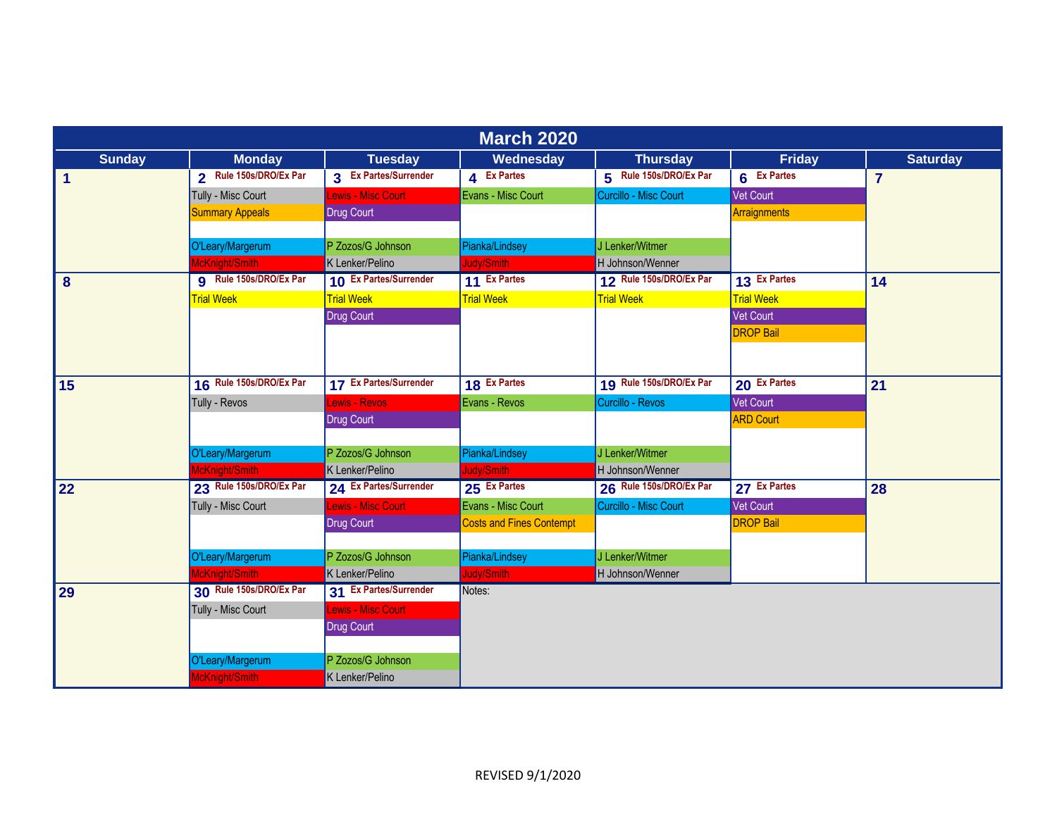# March 2020

| Sunday | Monday | Tuesday | Wednesday | Thursday | Friday | Saturday |
|---|---|---|---|---|---|---|
| 1 | 2 Rule 150s/DRO/Ex Par<br>Tully - Misc Court<br>Summary Appeals<br>O'Leary/Margerum<br>McKnight/Smith | 3 Ex Partes/Surrender<br>Lewis - Misc Court<br>Drug Court<br>P Zozos/G Johnson<br>K Lenker/Pelino | 4 Ex Partes<br>Evans - Misc Court<br>Pianka/Lindsey<br>Judy/Smith | 5 Rule 150s/DRO/Ex Par<br>Curcillo - Misc Court<br>J Lenker/Witmer<br>H Johnson/Wenner | 6 Ex Partes<br>Vet Court<br>Arraignments | 7 |
| 8 | 9 Rule 150s/DRO/Ex Par<br>Trial Week | 10 Ex Partes/Surrender<br>Trial Week<br>Drug Court | 11 Ex Partes<br>Trial Week | 12 Rule 150s/DRO/Ex Par<br>Trial Week | 13 Ex Partes<br>Trial Week<br>Vet Court<br>DROP Bail | 14 |
| 15 | 16 Rule 150s/DRO/Ex Par<br>Tully - Revos<br>O'Leary/Margerum<br>McKnight/Smith | 17 Ex Partes/Surrender<br>Lewis - Revos<br>Drug Court<br>P Zozos/G Johnson<br>K Lenker/Pelino | 18 Ex Partes<br>Evans - Revos<br>Pianka/Lindsey<br>Judy/Smith | 19 Rule 150s/DRO/Ex Par<br>Curcillo - Revos<br>J Lenker/Witmer<br>H Johnson/Wenner | 20 Ex Partes<br>Vet Court<br>ARD Court | 21 |
| 22 | 23 Rule 150s/DRO/Ex Par<br>Tully - Misc Court<br>O'Leary/Margerum<br>McKnight/Smith | 24 Ex Partes/Surrender<br>Lewis - Misc Court<br>Drug Court<br>P Zozos/G Johnson<br>K Lenker/Pelino | 25 Ex Partes<br>Evans - Misc Court<br>Costs and Fines Contempt<br>Pianka/Lindsey<br>Judy/Smith | 26 Rule 150s/DRO/Ex Par<br>Curcillo - Misc Court<br>J Lenker/Witmer<br>H Johnson/Wenner | 27 Ex Partes<br>Vet Court<br>DROP Bail | 28 |
| 29 | 30 Rule 150s/DRO/Ex Par<br>Tully - Misc Court<br>O'Leary/Margerum<br>McKnight/Smith | 31 Ex Partes/Surrender<br>Lewis - Misc Court<br>Drug Court<br>P Zozos/G Johnson<br>K Lenker/Pelino | Notes: | | | |

REVISED 9/1/2020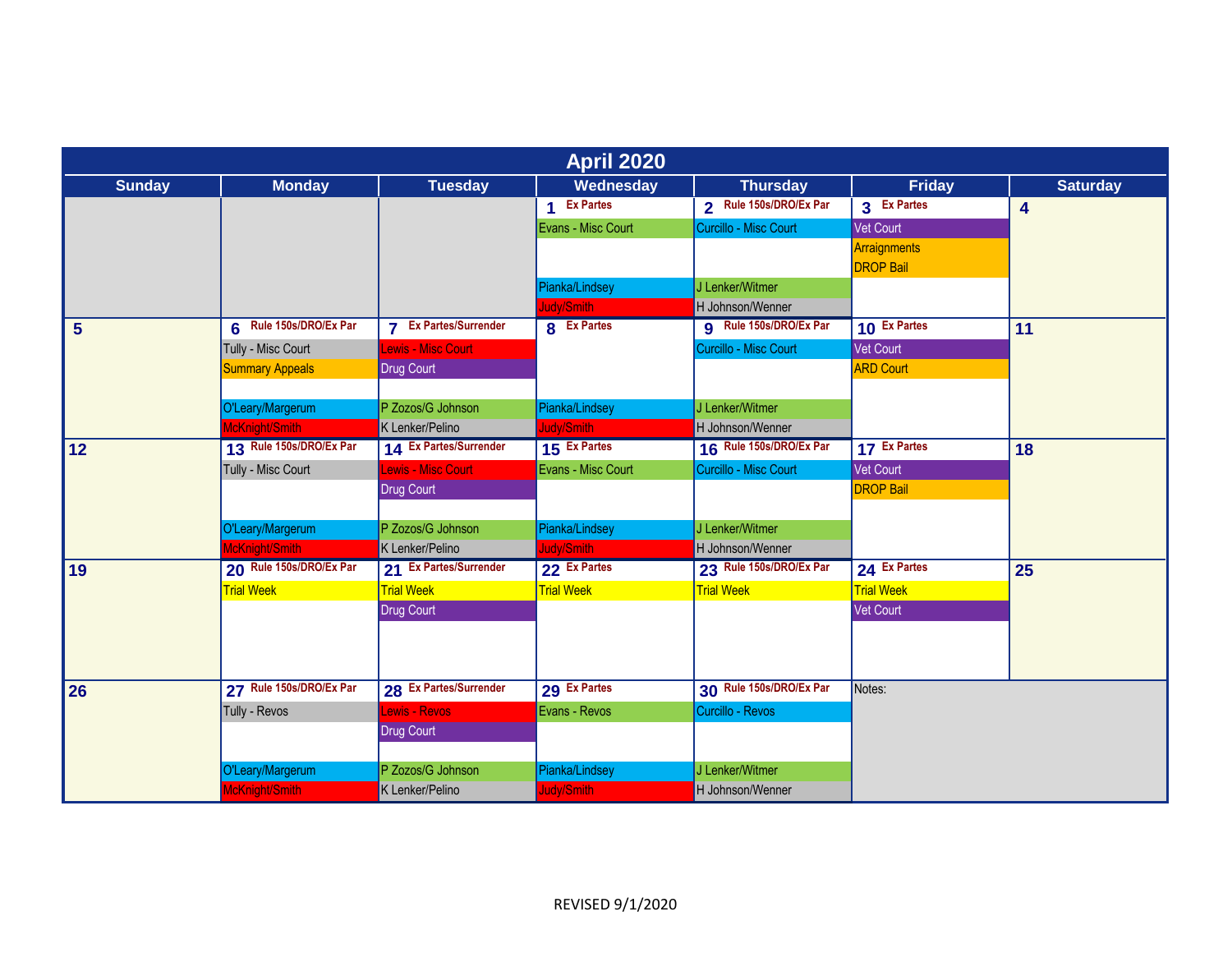# April 2020

| Sunday | Monday | Tuesday | Wednesday | Thursday | Friday | Saturday |
|---|---|---|---|---|---|---|
| | | | **1** Ex Partes<br>Evans - Misc Court<br><br>Pianka/Lindsey<br>Judy/Smith | **2** Rule 150s/DRO/Ex Par<br>Curcillo - Misc Court<br><br>J Lenker/Witmer<br>H Johnson/Wenner | **3** Ex Partes<br>Vet Court<br>Arraignments<br>DROP Bail | **4** |
| **5** | **6** Rule 150s/DRO/Ex Par<br>Tully - Misc Court<br>Summary Appeals<br><br>O'Leary/Margerum<br>McKnight/Smith | **7** Ex Partes/Surrender<br>Lewis - Misc Court<br>Drug Court<br><br>P Zozos/G Johnson<br>K Lenker/Pelino | **8** Ex Partes<br><br>Pianka/Lindsey<br>Judy/Smith | **9** Rule 150s/DRO/Ex Par<br>Curcillo - Misc Court<br><br>J Lenker/Witmer<br>H Johnson/Wenner | **10** Ex Partes<br>Vet Court<br>ARD Court | **11** |
| **12** | **13** Rule 150s/DRO/Ex Par<br>Tully - Misc Court<br><br>O'Leary/Margerum<br>McKnight/Smith | **14** Ex Partes/Surrender<br>Lewis - Misc Court<br>Drug Court<br><br>P Zozos/G Johnson<br>K Lenker/Pelino | **15** Ex Partes<br>Evans - Misc Court<br><br>Pianka/Lindsey<br>Judy/Smith | **16** Rule 150s/DRO/Ex Par<br>Curcillo - Misc Court<br><br>J Lenker/Witmer<br>H Johnson/Wenner | **17** Ex Partes<br>Vet Court<br>DROP Bail | **18** |
| **19** | **20** Rule 150s/DRO/Ex Par<br>Trial Week | **21** Ex Partes/Surrender<br>Trial Week<br>Drug Court | **22** Ex Partes<br>Trial Week | **23** Rule 150s/DRO/Ex Par<br>Trial Week | **24** Ex Partes<br>Trial Week<br>Vet Court | **25** |
| **26** | **27** Rule 150s/DRO/Ex Par<br>Tully - Revos<br><br>O'Leary/Margerum<br>McKnight/Smith | **28** Ex Partes/Surrender<br>Lewis - Revos<br>Drug Court<br><br>P Zozos/G Johnson<br>K Lenker/Pelino | **29** Ex Partes<br>Evans - Revos<br><br>Pianka/Lindsey<br>Judy/Smith | **30** Rule 150s/DRO/Ex Par<br>Curcillo - Revos<br><br>J Lenker/Witmer<br>H Johnson/Wenner | Notes: | |

REVISED 9/1/2020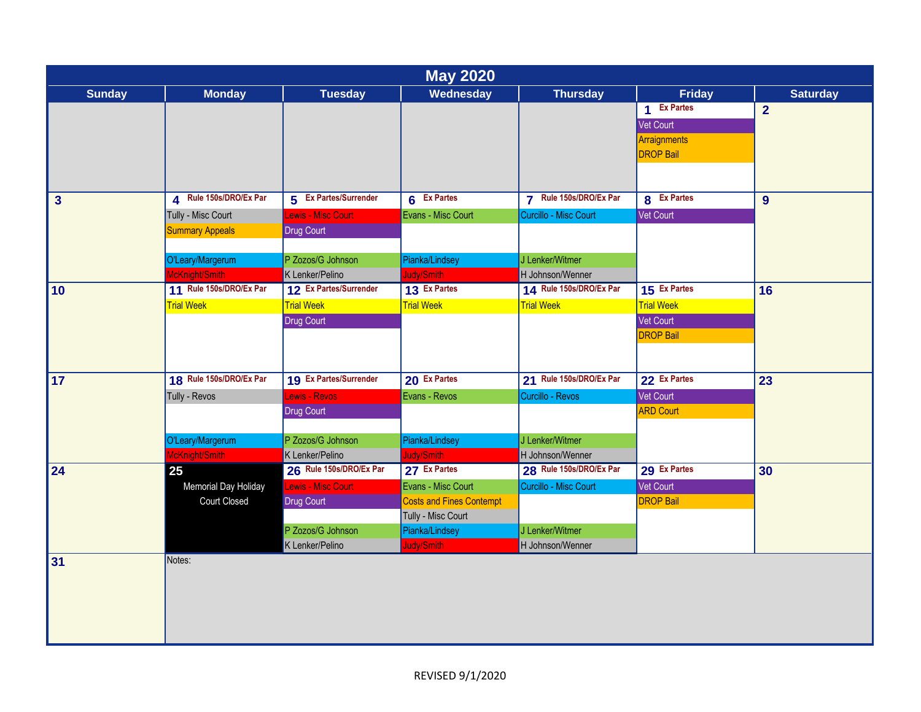# May 2020

| Sunday | Monday | Tuesday | Wednesday | Thursday | Friday | Saturday |
|---|---|---|---|---|---|---|
| | | | | | **1** Ex Partes<br>Vet Court<br>Arraignments<br>DROP Bail | **2** |
| **3** | **4** Rule 150s/DRO/Ex Par<br>Tully - Misc Court<br>Summary Appeals<br>O'Leary/Margerum<br>McKnight/Smith | **5** Ex Partes/Surrender<br>Lewis - Misc Court<br>Drug Court<br>P Zozos/G Johnson<br>K Lenker/Pelino | **6** Ex Partes<br>Evans - Misc Court<br>Pianka/Lindsey<br>Judy/Smith | **7** Rule 150s/DRO/Ex Par<br>Curcillo - Misc Court<br>J Lenker/Witmer<br>H Johnson/Wenner | **8** Ex Partes<br>Vet Court | **9** |
| **10** | **11** Rule 150s/DRO/Ex Par<br>Trial Week | **12** Ex Partes/Surrender<br>Trial Week<br>Drug Court | **13** Ex Partes<br>Trial Week | **14** Rule 150s/DRO/Ex Par<br>Trial Week | **15** Ex Partes<br>Trial Week<br>Vet Court<br>DROP Bail | **16** |
| **17** | **18** Rule 150s/DRO/Ex Par<br>Tully - Revos<br>O'Leary/Margerum<br>McKnight/Smith | **19** Ex Partes/Surrender<br>Lewis - Revos<br>Drug Court<br>P Zozos/G Johnson<br>K Lenker/Pelino | **20** Ex Partes<br>Evans - Revos<br>Pianka/Lindsey<br>Judy/Smith | **21** Rule 150s/DRO/Ex Par<br>Curcillo - Revos<br>J Lenker/Witmer<br>H Johnson/Wenner | **22** Ex Partes<br>Vet Court<br>ARD Court | **23** |
| **24** | **25**<br>Memorial Day Holiday<br>Court Closed | **26** Rule 150s/DRO/Ex Par<br>Lewis - Misc Court<br>Drug Court<br>P Zozos/G Johnson<br>K Lenker/Pelino | **27** Ex Partes<br>Evans - Misc Court<br>Costs and Fines Contempt<br>Tully - Misc Court<br>Pianka/Lindsey<br>Judy/Smith | **28** Rule 150s/DRO/Ex Par<br>Curcillo - Misc Court<br>J Lenker/Witmer<br>H Johnson/Wenner | **29** Ex Partes<br>Vet Court<br>DROP Bail | **30** |
| **31** | Notes: | | | | | |

REVISED 9/1/2020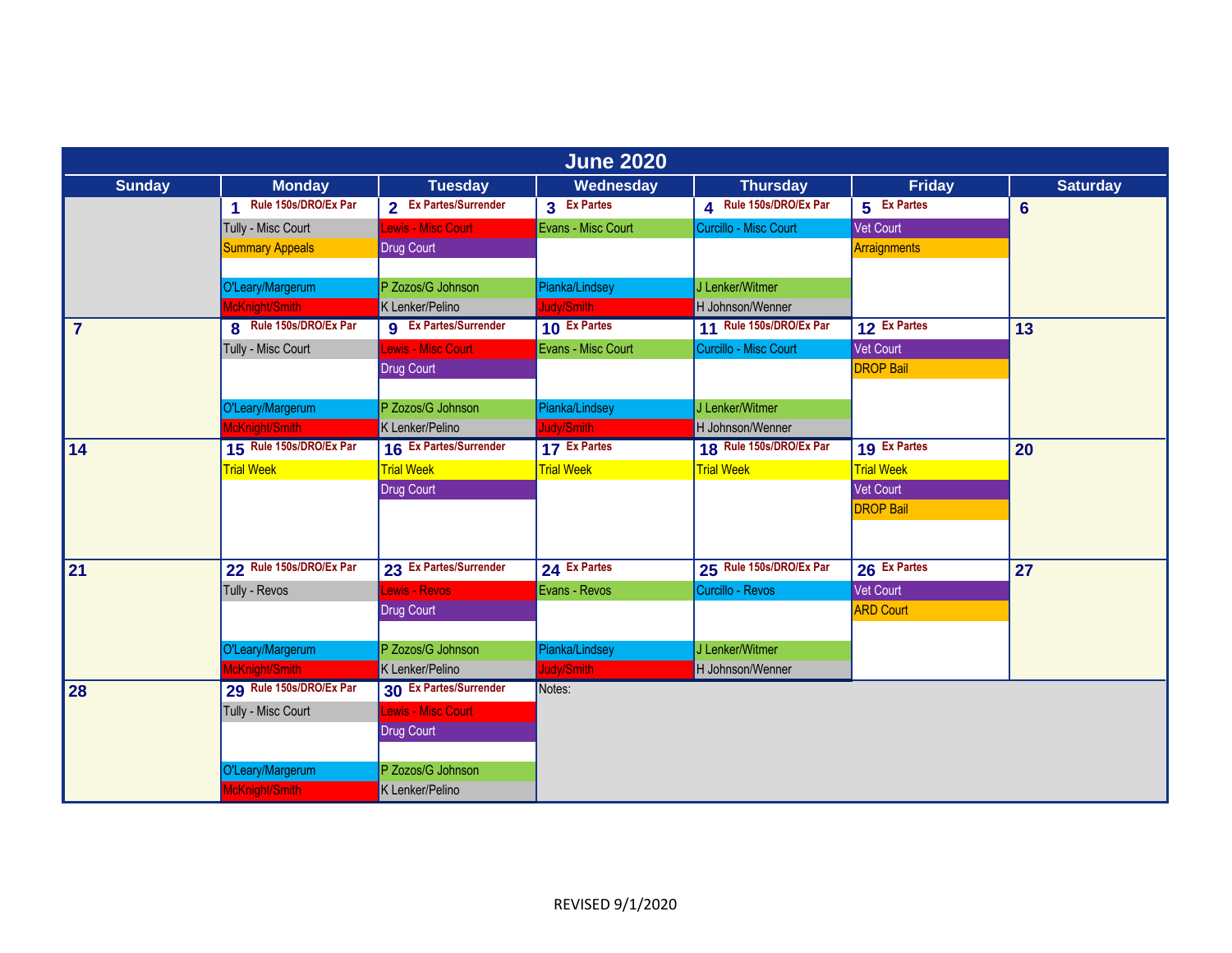# June 2020

| Sunday | Monday | Tuesday | Wednesday | Thursday | Friday | Saturday |
|---|---|---|---|---|---|---|
| | **1** Rule 150s/DRO/Ex Par<br>Tully - Misc Court<br>Summary Appeals<br><br>O'Leary/Margerum<br>McKnight/Smith | **2** Ex Partes/Surrender<br>Lewis - Misc Court<br>Drug Court<br><br>P Zozos/G Johnson<br>K Lenker/Pelino | **3** Ex Partes<br>Evans - Misc Court<br><br><br>Pianka/Lindsey<br>Judy/Smith | **4** Rule 150s/DRO/Ex Par<br>Curcillo - Misc Court<br><br><br>J Lenker/Witmer<br>H Johnson/Wenner | **5** Ex Partes<br>Vet Court<br>Arraignments | **6** |
| **7** | **8** Rule 150s/DRO/Ex Par<br>Tully - Misc Court<br><br><br>O'Leary/Margerum<br>McKnight/Smith | **9** Ex Partes/Surrender<br>Lewis - Misc Court<br>Drug Court<br><br>P Zozos/G Johnson<br>K Lenker/Pelino | **10** Ex Partes<br>Evans - Misc Court<br><br><br>Pianka/Lindsey<br>Judy/Smith | **11** Rule 150s/DRO/Ex Par<br>Curcillo - Misc Court<br><br><br>J Lenker/Witmer<br>H Johnson/Wenner | **12** Ex Partes<br>Vet Court<br>DROP Bail | **13** |
| **14** | **15** Rule 150s/DRO/Ex Par<br>Trial Week | **16** Ex Partes/Surrender<br>Trial Week<br>Drug Court | **17** Ex Partes<br>Trial Week | **18** Rule 150s/DRO/Ex Par<br>Trial Week | **19** Ex Partes<br>Trial Week<br>Vet Court<br>DROP Bail | **20** |
| **21** | **22** Rule 150s/DRO/Ex Par<br>Tully - Revos<br><br><br>O'Leary/Margerum<br>McKnight/Smith | **23** Ex Partes/Surrender<br>Lewis - Revos<br>Drug Court<br><br>P Zozos/G Johnson<br>K Lenker/Pelino | **24** Ex Partes<br>Evans - Revos<br><br><br>Pianka/Lindsey<br>Judy/Smith | **25** Rule 150s/DRO/Ex Par<br>Curcillo - Revos<br><br><br>J Lenker/Witmer<br>H Johnson/Wenner | **26** Ex Partes<br>Vet Court<br>ARD Court | **27** |
| **28** | **29** Rule 150s/DRO/Ex Par<br>Tully - Misc Court<br><br><br>O'Leary/Margerum<br>McKnight/Smith | **30** Ex Partes/Surrender<br>Lewis - Misc Court<br>Drug Court<br><br>P Zozos/G Johnson<br>K Lenker/Pelino | Notes: | | | |

REVISED 9/1/2020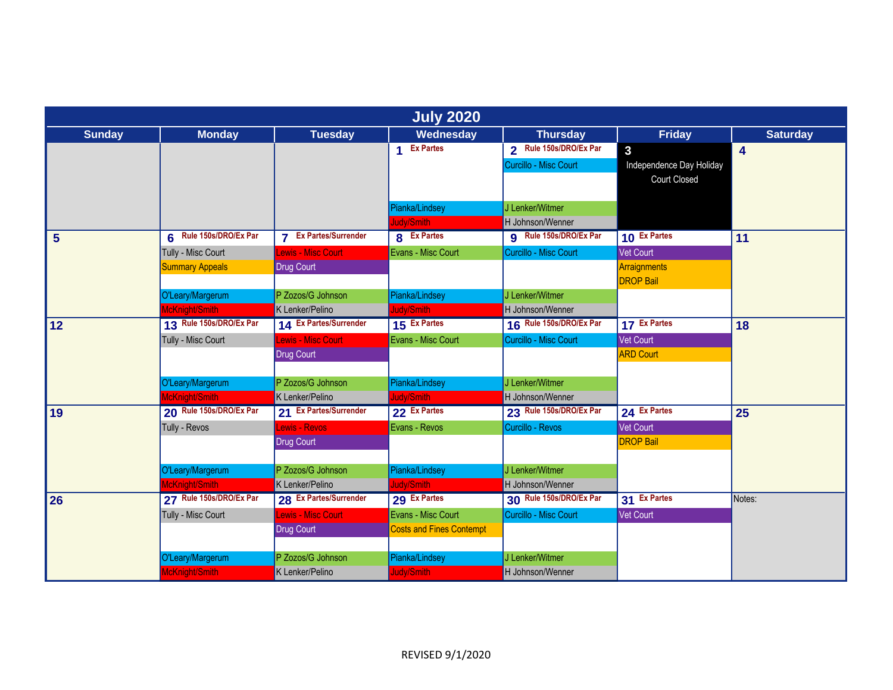# July 2020

| Sunday | Monday | Tuesday | Wednesday | Thursday | Friday | Saturday |
|---|---|---|---|---|---|---|
| | | | **1** Ex Partes<br>Pianka/Lindsey<br>Judy/Smith | **2** Rule 150s/DRO/Ex Par<br>Curcillo - Misc Court<br>J Lenker/Witmer<br>H Johnson/Wenner | **3**<br>Independence Day Holiday<br>Court Closed | **4** |
| **5** | **6** Rule 150s/DRO/Ex Par<br>Tully - Misc Court<br>Summary Appeals<br>O'Leary/Margerum<br>McKnight/Smith | **7** Ex Partes/Surrender<br>Lewis - Misc Court<br>Drug Court<br>P Zozos/G Johnson<br>K Lenker/Pelino | **8** Ex Partes<br>Evans - Misc Court<br>Pianka/Lindsey<br>Judy/Smith | **9** Rule 150s/DRO/Ex Par<br>Curcillo - Misc Court<br>J Lenker/Witmer<br>H Johnson/Wenner | **10** Ex Partes<br>Vet Court<br>Arraignments<br>DROP Bail | **11** |
| **12** | **13** Rule 150s/DRO/Ex Par<br>Tully - Misc Court<br>O'Leary/Margerum<br>McKnight/Smith | **14** Ex Partes/Surrender<br>Lewis - Misc Court<br>Drug Court<br>P Zozos/G Johnson<br>K Lenker/Pelino | **15** Ex Partes<br>Evans - Misc Court<br>Pianka/Lindsey<br>Judy/Smith | **16** Rule 150s/DRO/Ex Par<br>Curcillo - Misc Court<br>J Lenker/Witmer<br>H Johnson/Wenner | **17** Ex Partes<br>Vet Court<br>ARD Court | **18** |
| **19** | **20** Rule 150s/DRO/Ex Par<br>Tully - Revos<br>O'Leary/Margerum<br>McKnight/Smith | **21** Ex Partes/Surrender<br>Lewis - Revos<br>Drug Court<br>P Zozos/G Johnson<br>K Lenker/Pelino | **22** Ex Partes<br>Evans - Revos<br>Pianka/Lindsey<br>Judy/Smith | **23** Rule 150s/DRO/Ex Par<br>Curcillo - Revos<br>J Lenker/Witmer<br>H Johnson/Wenner | **24** Ex Partes<br>Vet Court<br>DROP Bail | **25** |
| **26** | **27** Rule 150s/DRO/Ex Par<br>Tully - Misc Court<br>O'Leary/Margerum<br>McKnight/Smith | **28** Ex Partes/Surrender<br>Lewis - Misc Court<br>Drug Court<br>P Zozos/G Johnson<br>K Lenker/Pelino | **29** Ex Partes<br>Evans - Misc Court<br>Costs and Fines Contempt<br>Pianka/Lindsey<br>Judy/Smith | **30** Rule 150s/DRO/Ex Par<br>Curcillo - Misc Court<br>J Lenker/Witmer<br>H Johnson/Wenner | **31** Ex Partes<br>Vet Court | Notes: |

REVISED 9/1/2020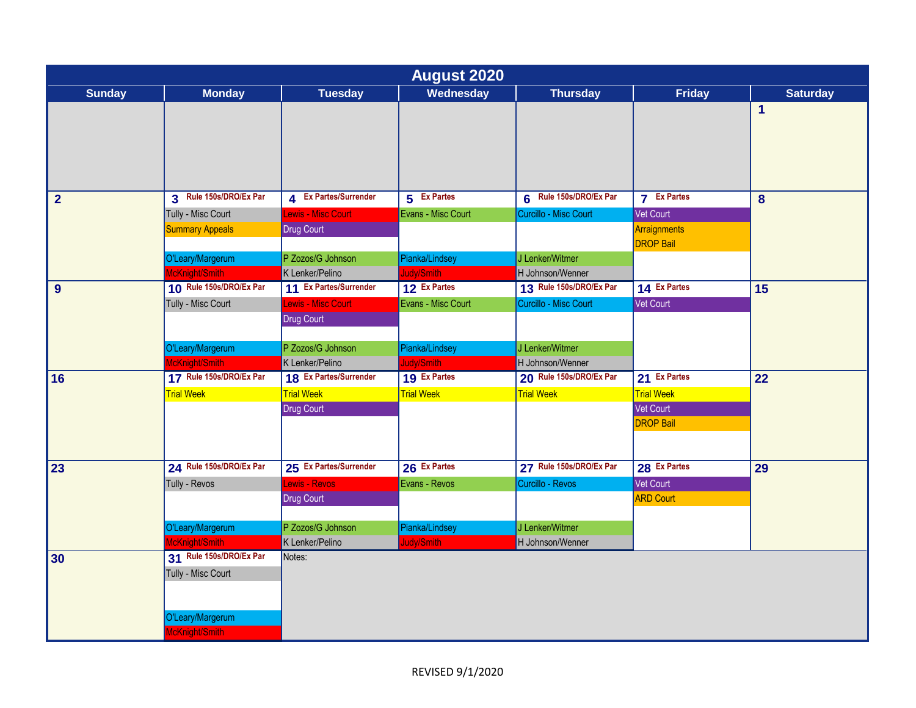# August 2020

| Sunday | Monday | Tuesday | Wednesday | Thursday | Friday | Saturday |
|---|---|---|---|---|---|---|
| | | | | | | 1 |
| 2 | 3 Rule 150s/DRO/Ex Par<br>Tully - Misc Court<br>Summary Appeals<br>O'Leary/Margerum<br>McKnight/Smith | 4 Ex Partes/Surrender<br>Lewis - Misc Court<br>Drug Court<br>P Zozos/G Johnson<br>K Lenker/Pelino | 5 Ex Partes<br>Evans - Misc Court<br>Pianka/Lindsey<br>Judy/Smith | 6 Rule 150s/DRO/Ex Par<br>Curcillo - Misc Court<br>J Lenker/Witmer<br>H Johnson/Wenner | 7 Ex Partes<br>Vet Court<br>Arraignments<br>DROP Bail | 8 |
| 9 | 10 Rule 150s/DRO/Ex Par<br>Tully - Misc Court<br>O'Leary/Margerum<br>McKnight/Smith | 11 Ex Partes/Surrender<br>Lewis - Misc Court<br>Drug Court<br>P Zozos/G Johnson<br>K Lenker/Pelino | 12 Ex Partes<br>Evans - Misc Court<br>Pianka/Lindsey<br>Judy/Smith | 13 Rule 150s/DRO/Ex Par<br>Curcillo - Misc Court<br>J Lenker/Witmer<br>H Johnson/Wenner | 14 Ex Partes<br>Vet Court | 15 |
| 16 | 17 Rule 150s/DRO/Ex Par<br>Trial Week | 18 Ex Partes/Surrender<br>Trial Week<br>Drug Court | 19 Ex Partes<br>Trial Week | 20 Rule 150s/DRO/Ex Par<br>Trial Week | 21 Ex Partes<br>Trial Week<br>Vet Court<br>DROP Bail | 22 |
| 23 | 24 Rule 150s/DRO/Ex Par<br>Tully - Revos<br>O'Leary/Margerum<br>McKnight/Smith | 25 Ex Partes/Surrender<br>Lewis - Revos<br>Drug Court<br>P Zozos/G Johnson<br>K Lenker/Pelino | 26 Ex Partes<br>Evans - Revos<br>Pianka/Lindsey<br>Judy/Smith | 27 Rule 150s/DRO/Ex Par<br>Curcillo - Revos<br>J Lenker/Witmer<br>H Johnson/Wenner | 28 Ex Partes<br>Vet Court<br>ARD Court | 29 |
| 30 | 31 Rule 150s/DRO/Ex Par<br>Tully - Misc Court<br>O'Leary/Margerum<br>McKnight/Smith | Notes: | | | | |

REVISED 9/1/2020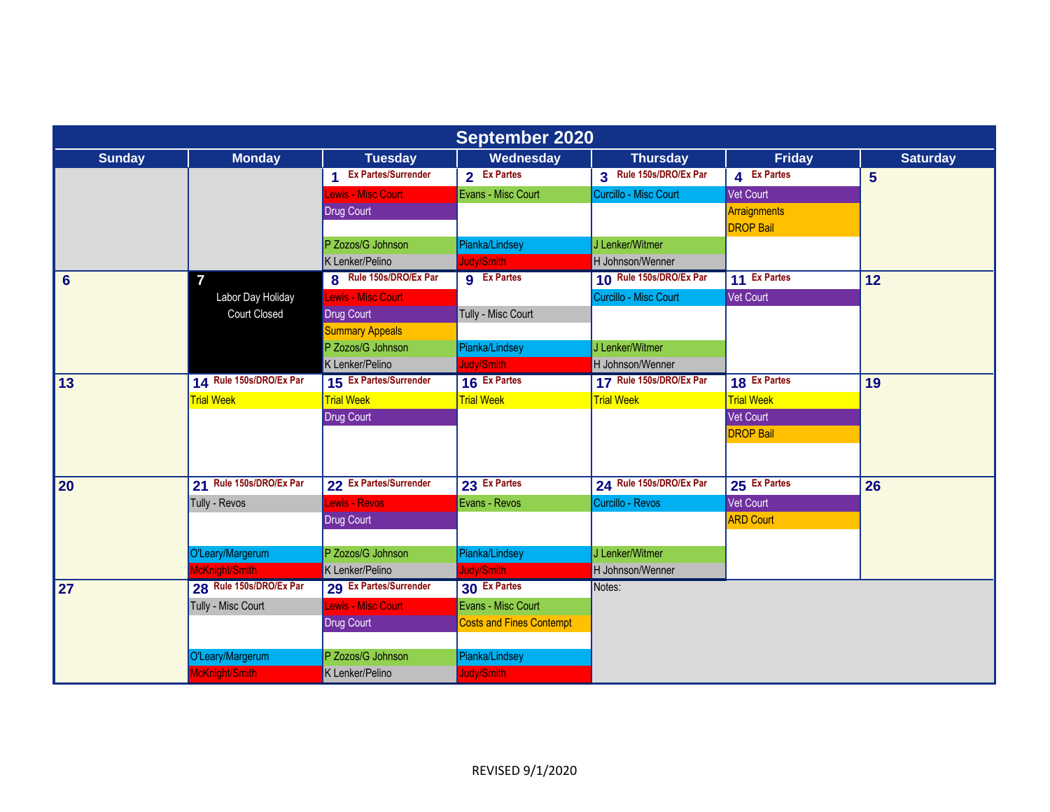# September 2020

| Sunday | Monday | Tuesday | Wednesday | Thursday | Friday | Saturday |
|---|---|---|---|---|---|---|
| | | **1** Ex Partes/Surrender<br>Lewis - Misc Court<br>Drug Court<br>P Zozos/G Johnson<br>K Lenker/Pelino | **2** Ex Partes<br>Evans - Misc Court<br>Pianka/Lindsey<br>Judy/Smith | **3** Rule 150s/DRO/Ex Par<br>Curcillo - Misc Court<br>J Lenker/Witmer<br>H Johnson/Wenner | **4** Ex Partes<br>Vet Court<br>Arraignments<br>DROP Bail | **5** |
| **6** | **7**<br>Labor Day Holiday<br>Court Closed | **8** Rule 150s/DRO/Ex Par<br>Lewis - Misc Court<br>Drug Court<br>Summary Appeals<br>P Zozos/G Johnson<br>K Lenker/Pelino | **9** Ex Partes<br>Tully - Misc Court<br>Pianka/Lindsey<br>Judy/Smith | **10** Rule 150s/DRO/Ex Par<br>Curcillo - Misc Court<br>J Lenker/Witmer<br>H Johnson/Wenner | **11** Ex Partes<br>Vet Court | **12** |
| **13** | **14** Rule 150s/DRO/Ex Par<br>Trial Week | **15** Ex Partes/Surrender<br>Trial Week<br>Drug Court | **16** Ex Partes<br>Trial Week | **17** Rule 150s/DRO/Ex Par<br>Trial Week | **18** Ex Partes<br>Trial Week<br>Vet Court<br>DROP Bail | **19** |
| **20** | **21** Rule 150s/DRO/Ex Par<br>Tully - Revos<br>O'Leary/Margerum<br>McKnight/Smith | **22** Ex Partes/Surrender<br>Lewis - Revos<br>Drug Court<br>P Zozos/G Johnson<br>K Lenker/Pelino | **23** Ex Partes<br>Evans - Revos<br>Pianka/Lindsey<br>Judy/Smith | **24** Rule 150s/DRO/Ex Par<br>Curcillo - Revos<br>J Lenker/Witmer<br>H Johnson/Wenner | **25** Ex Partes<br>Vet Court<br>ARD Court | **26** |
| **27** | **28** Rule 150s/DRO/Ex Par<br>Tully - Misc Court<br>O'Leary/Margerum<br>McKnight/Smith | **29** Ex Partes/Surrender<br>Lewis - Misc Court<br>Drug Court<br>P Zozos/G Johnson<br>K Lenker/Pelino | **30** Ex Partes<br>Evans - Misc Court<br>Costs and Fines Contempt<br>Pianka/Lindsey<br>Judy/Smith | Notes: | | |

REVISED 9/1/2020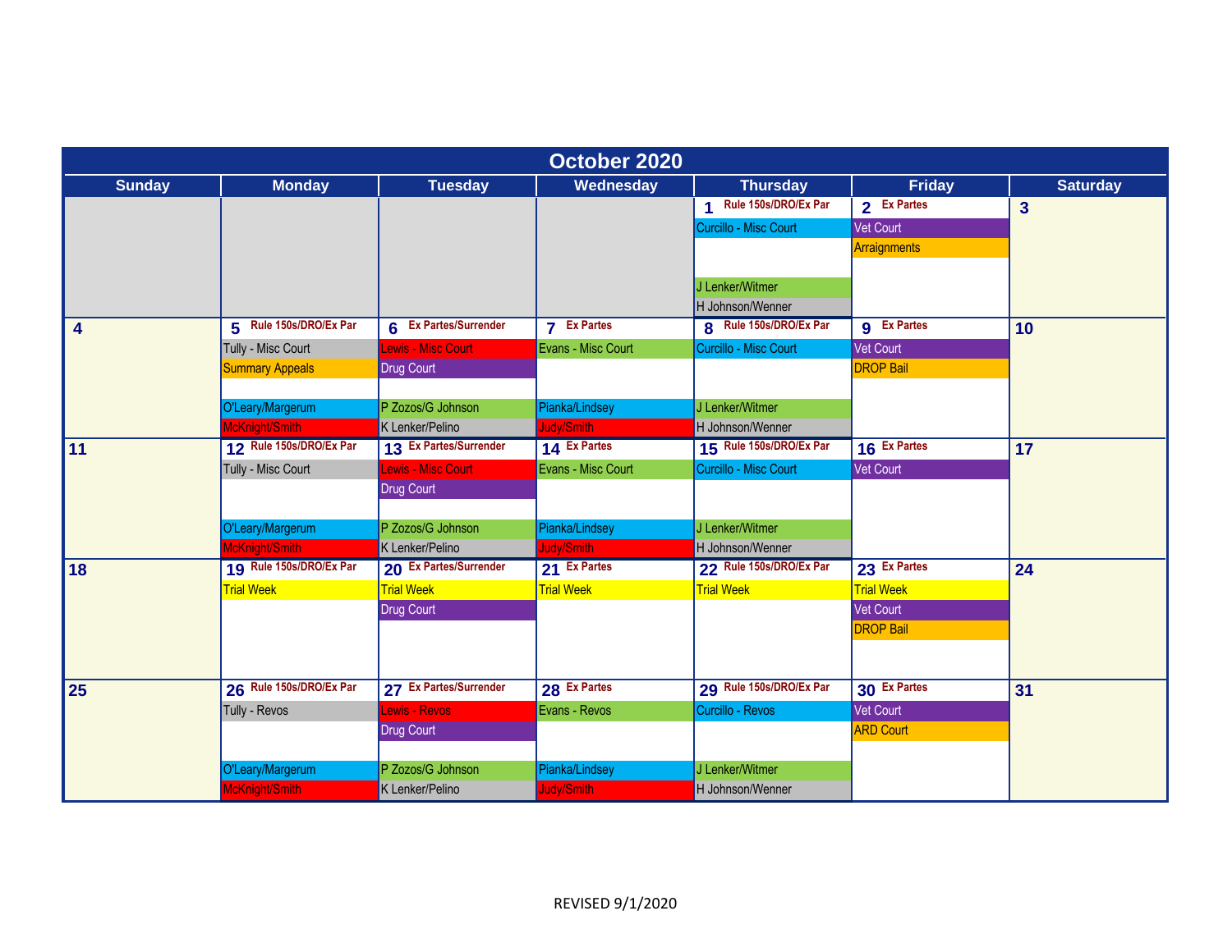# October 2020

| Sunday | Monday | Tuesday | Wednesday | Thursday | Friday | Saturday |
|---|---|---|---|---|---|---|
| | | | | **1** Rule 150s/DRO/Ex Par<br>Curcillo - Misc Court<br>J Lenker/Witmer<br>H Johnson/Wenner | **2** Ex Partes<br>Vet Court<br>Arraignments | **3** |
| **4** | **5** Rule 150s/DRO/Ex Par<br>Tully - Misc Court<br>Summary Appeals<br>O'Leary/Margerum<br>McKnight/Smith | **6** Ex Partes/Surrender<br>Lewis - Misc Court<br>Drug Court<br>P Zozos/G Johnson<br>K Lenker/Pelino | **7** Ex Partes<br>Evans - Misc Court<br>Pianka/Lindsey<br>Judy/Smith | **8** Rule 150s/DRO/Ex Par<br>Curcillo - Misc Court<br>J Lenker/Witmer<br>H Johnson/Wenner | **9** Ex Partes<br>Vet Court<br>DROP Bail | **10** |
| **11** | **12** Rule 150s/DRO/Ex Par<br>Tully - Misc Court<br>O'Leary/Margerum<br>McKnight/Smith | **13** Ex Partes/Surrender<br>Lewis - Misc Court<br>Drug Court<br>P Zozos/G Johnson<br>K Lenker/Pelino | **14** Ex Partes<br>Evans - Misc Court<br>Pianka/Lindsey<br>Judy/Smith | **15** Rule 150s/DRO/Ex Par<br>Curcillo - Misc Court<br>J Lenker/Witmer<br>H Johnson/Wenner | **16** Ex Partes<br>Vet Court | **17** |
| **18** | **19** Rule 150s/DRO/Ex Par<br>Trial Week | **20** Ex Partes/Surrender<br>Trial Week<br>Drug Court | **21** Ex Partes<br>Trial Week | **22** Rule 150s/DRO/Ex Par<br>Trial Week | **23** Ex Partes<br>Trial Week<br>Vet Court<br>DROP Bail | **24** |
| **25** | **26** Rule 150s/DRO/Ex Par<br>Tully - Revos<br>O'Leary/Margerum<br>McKnight/Smith | **27** Ex Partes/Surrender<br>Lewis - Revos<br>Drug Court<br>P Zozos/G Johnson<br>K Lenker/Pelino | **28** Ex Partes<br>Evans - Revos<br>Pianka/Lindsey<br>Judy/Smith | **29** Rule 150s/DRO/Ex Par<br>Curcillo - Revos<br>J Lenker/Witmer<br>H Johnson/Wenner | **30** Ex Partes<br>Vet Court<br>ARD Court | **31** |

REVISED 9/1/2020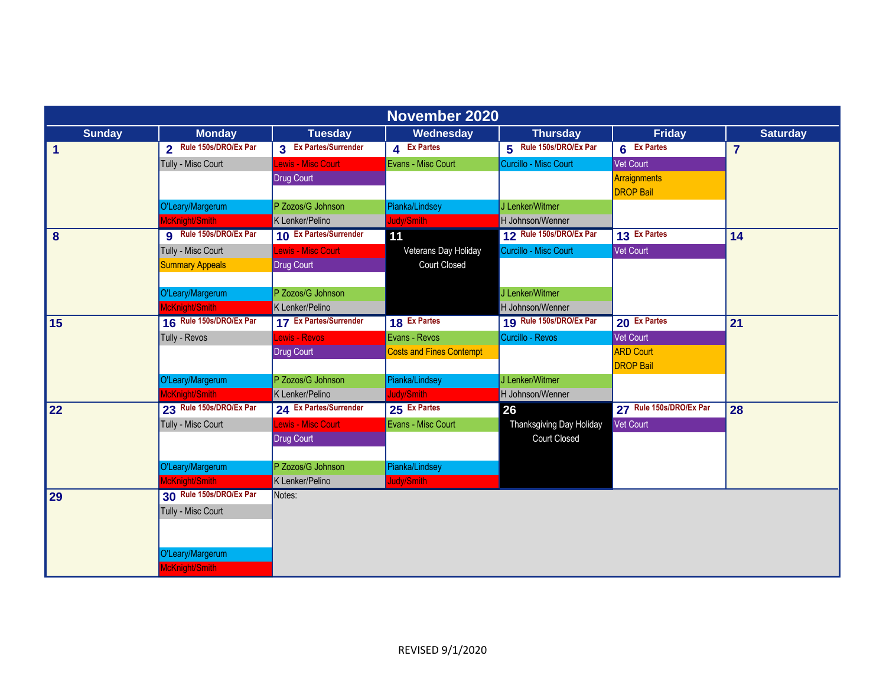# November 2020

| Sunday | Monday | Tuesday | Wednesday | Thursday | Friday | Saturday |
|---|---|---|---|---|---|---|
| 1 | 2 Rule 150s/DRO/Ex Par<br>Tully - Misc Court<br><br>O'Leary/Margerum<br>McKnight/Smith | 3 Ex Partes/Surrender<br>Lewis - Misc Court<br>Drug Court<br><br>P Zozos/G Johnson<br>K Lenker/Pelino | 4 Ex Partes<br>Evans - Misc Court<br><br>Pianka/Lindsey<br>Judy/Smith | 5 Rule 150s/DRO/Ex Par<br>Curcillo - Misc Court<br><br>J Lenker/Witmer<br>H Johnson/Wenner | 6 Ex Partes<br>Vet Court<br>Arraignments<br>DROP Bail | 7 |
| 8 | 9 Rule 150s/DRO/Ex Par<br>Tully - Misc Court<br>Summary Appeals<br><br>O'Leary/Margerum<br>McKnight/Smith | 10 Ex Partes/Surrender<br>Lewis - Misc Court<br>Drug Court<br><br>P Zozos/G Johnson<br>K Lenker/Pelino | 11<br>Veterans Day Holiday<br>Court Closed | 12 Rule 150s/DRO/Ex Par<br>Curcillo - Misc Court<br><br>J Lenker/Witmer<br>H Johnson/Wenner | 13 Ex Partes<br>Vet Court | 14 |
| 15 | 16 Rule 150s/DRO/Ex Par<br>Tully - Revos<br><br>O'Leary/Margerum<br>McKnight/Smith | 17 Ex Partes/Surrender<br>Lewis - Revos<br>Drug Court<br><br>P Zozos/G Johnson<br>K Lenker/Pelino | 18 Ex Partes<br>Evans - Revos<br>Costs and Fines Contempt<br><br>Pianka/Lindsey<br>Judy/Smith | 19 Rule 150s/DRO/Ex Par<br>Curcillo - Revos<br><br>J Lenker/Witmer<br>H Johnson/Wenner | 20 Ex Partes<br>Vet Court<br>ARD Court<br>DROP Bail | 21 |
| 22 | 23 Rule 150s/DRO/Ex Par<br>Tully - Misc Court<br><br>O'Leary/Margerum<br>McKnight/Smith | 24 Ex Partes/Surrender<br>Lewis - Misc Court<br>Drug Court<br><br>P Zozos/G Johnson<br>K Lenker/Pelino | 25 Ex Partes<br>Evans - Misc Court<br><br>Pianka/Lindsey<br>Judy/Smith | 26<br>Thanksgiving Day Holiday<br>Court Closed | 27 Rule 150s/DRO/Ex Par<br>Vet Court | 28 |
| 29 | 30 Rule 150s/DRO/Ex Par<br>Tully - Misc Court<br><br>O'Leary/Margerum<br>McKnight/Smith | Notes: | | | | |

REVISED 9/1/2020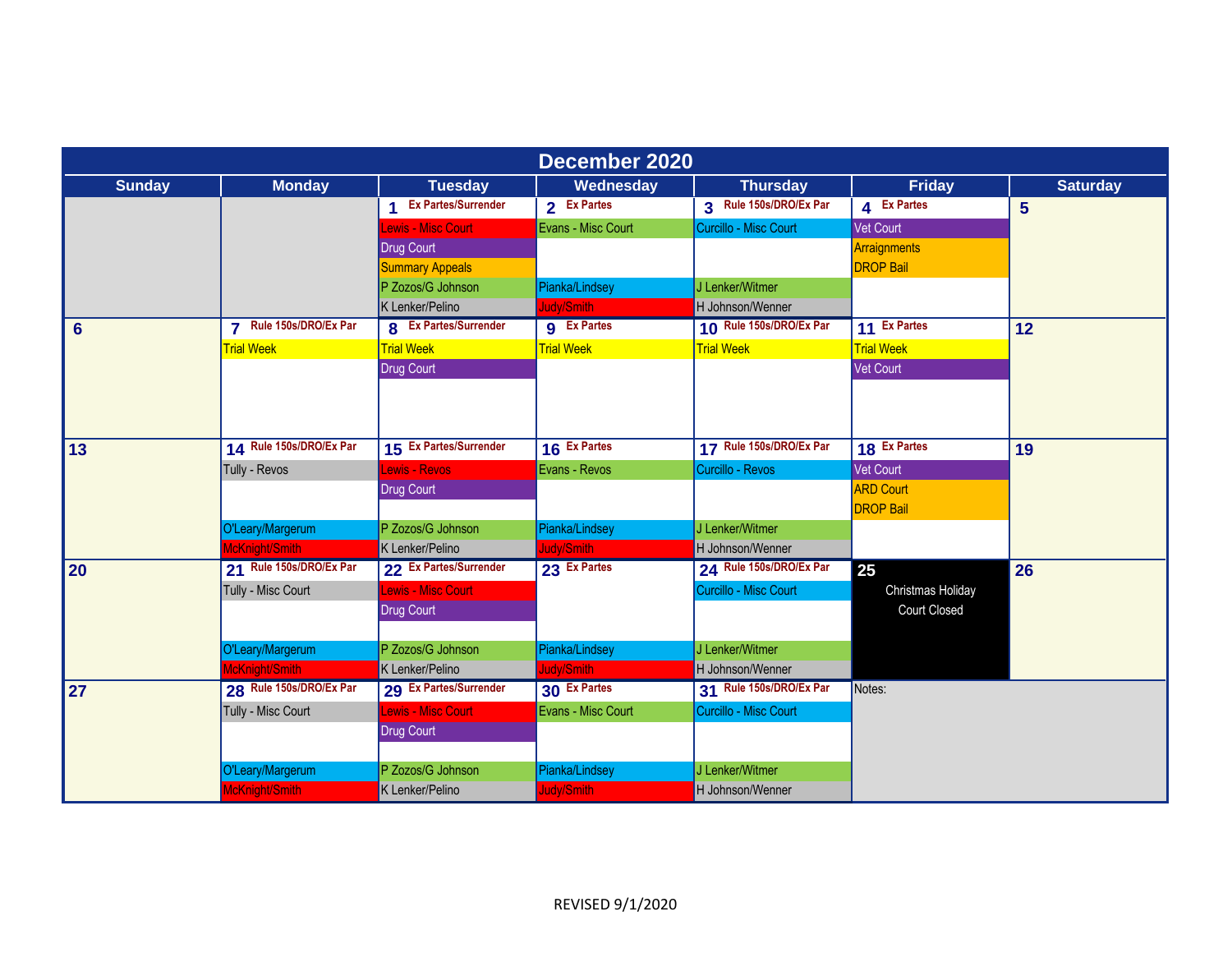# December 2020

| Sunday | Monday | Tuesday | Wednesday | Thursday | Friday | Saturday |
|---|---|---|---|---|---|---|
| | | **1** Ex Partes/Surrender<br>Lewis - Misc Court<br>Drug Court<br>Summary Appeals<br>P Zozos/G Johnson<br>K Lenker/Pelino | **2** Ex Partes<br>Evans - Misc Court<br>Pianka/Lindsey<br>Judy/Smith | **3** Rule 150s/DRO/Ex Par<br>Curcillo - Misc Court<br>J Lenker/Witmer<br>H Johnson/Wenner | **4** Ex Partes<br>Vet Court<br>Arraignments<br>DROP Bail | **5** |
| **6** | **7** Rule 150s/DRO/Ex Par<br>Trial Week | **8** Ex Partes/Surrender<br>Trial Week<br>Drug Court | **9** Ex Partes<br>Trial Week | **10** Rule 150s/DRO/Ex Par<br>Trial Week | **11** Ex Partes<br>Trial Week<br>Vet Court | **12** |
| **13** | **14** Rule 150s/DRO/Ex Par<br>Tully - Revos<br>O'Leary/Margerum<br>McKnight/Smith | **15** Ex Partes/Surrender<br>Lewis - Revos<br>Drug Court<br>P Zozos/G Johnson<br>K Lenker/Pelino | **16** Ex Partes<br>Evans - Revos<br>Pianka/Lindsey<br>Judy/Smith | **17** Rule 150s/DRO/Ex Par<br>Curcillo - Revos<br>J Lenker/Witmer<br>H Johnson/Wenner | **18** Ex Partes<br>Vet Court<br>ARD Court<br>DROP Bail | **19** |
| **20** | **21** Rule 150s/DRO/Ex Par<br>Tully - Misc Court<br>O'Leary/Margerum<br>McKnight/Smith | **22** Ex Partes/Surrender<br>Lewis - Misc Court<br>Drug Court<br>P Zozos/G Johnson<br>K Lenker/Pelino | **23** Ex Partes<br>Pianka/Lindsey<br>Judy/Smith | **24** Rule 150s/DRO/Ex Par<br>Curcillo - Misc Court<br>J Lenker/Witmer<br>H Johnson/Wenner | **25**<br>Christmas Holiday<br>Court Closed | **26** |
| **27** | **28** Rule 150s/DRO/Ex Par<br>Tully - Misc Court<br>O'Leary/Margerum<br>McKnight/Smith | **29** Ex Partes/Surrender<br>Lewis - Misc Court<br>Drug Court<br>P Zozos/G Johnson<br>K Lenker/Pelino | **30** Ex Partes<br>Evans - Misc Court<br>Pianka/Lindsey<br>Judy/Smith | **31** Rule 150s/DRO/Ex Par<br>Curcillo - Misc Court<br>J Lenker/Witmer<br>H Johnson/Wenner | Notes: | |

REVISED 9/1/2020